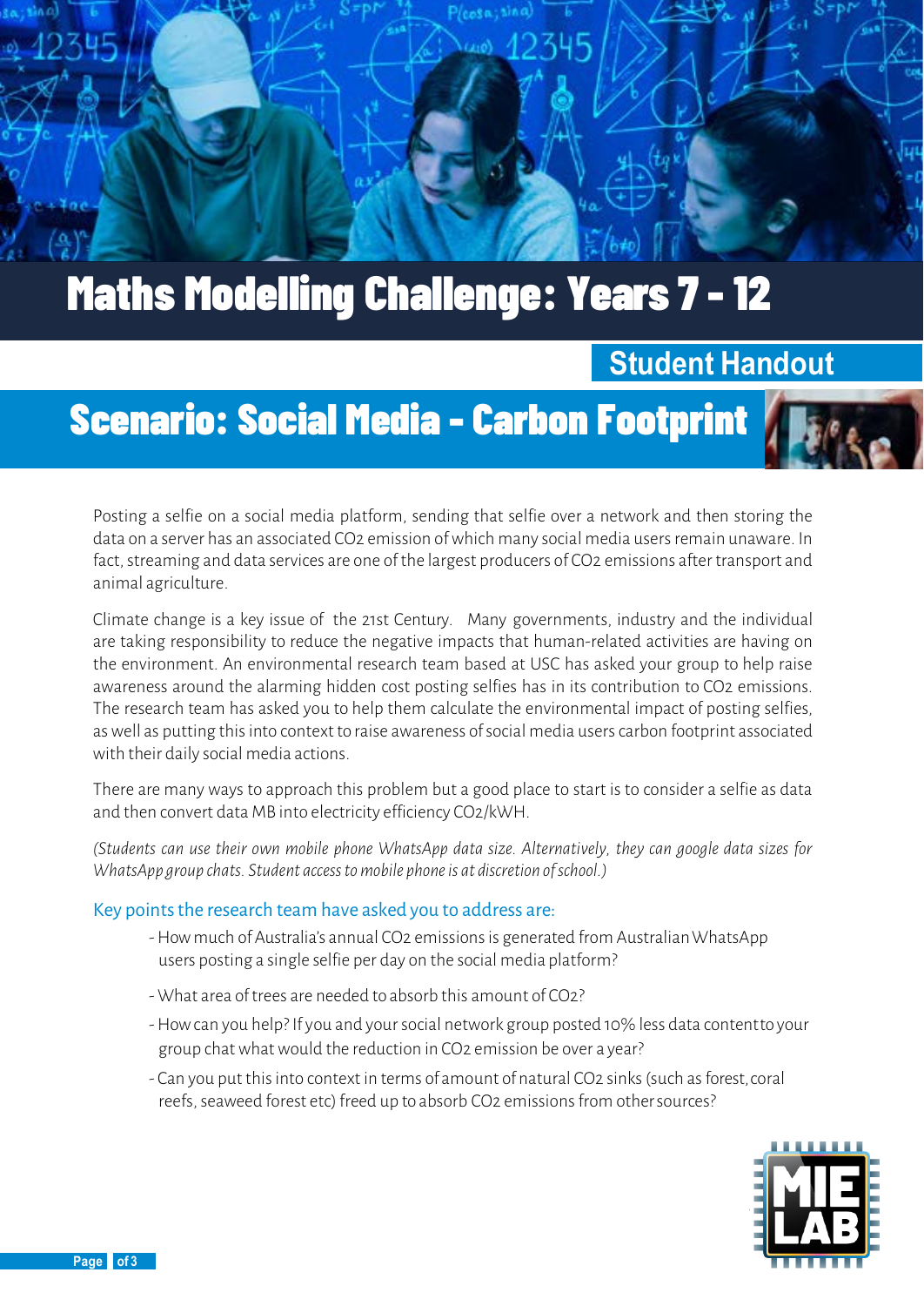# Maths Modelling Challenge: Years 7 - 12

**Student Handout**

## Scenario: Social Media - Carbon Footprint

Posting a selfie on a social media platform, sending that selfie over a network and then storing the data on a server has an associated $CO_2$ emission of which many social media users remain unaware. In fact, streaming and data services are one of the largest producers of $CO_2$ emissions after transport and animal agriculture.

Climate change is a key issue of the 21st Century. Many governments, industry and the individual are taking responsibility to reduce the negative impacts that human-related activities are having on the environment. An environmental research team based at USC has asked your group to help raise awareness around the alarming hidden cost posting selfies has in its contribution to $CO_2$ emissions. The research team has asked you to help them calculate the environmental impact of posting selfies, as well as putting this into context to raise awareness of social media users carbon footprint associated with their daily social media actions.

There are many ways to approach this problem but a good place to start is to consider a selfie as data and then convert data MB into electricity efficiency $CO_2$/kWH.

*(Students can use their own mobile phone WhatsApp data size. Alternatively, they can google data sizes for WhatsApp group chats. Student access to mobile phone is at discretion of school.)*

### Key points the research team have asked you to address are:

- How much of Australia's annual $CO_2$ emissions is generated from Australian WhatsApp users posting a single selfie per day on the social media platform?
- What area of trees are needed to absorb this amount of $CO_2$?
- How can you help? If you and your social network group posted 10% less data content to your group chat what would the reduction in $CO_2$ emission be over a year?
- Can you put this into context in terms of amount of natural $CO_2$ sinks (such as forest, coral reefs, seaweed forest etc) freed up to absorb $CO_2$ emissions from other sources?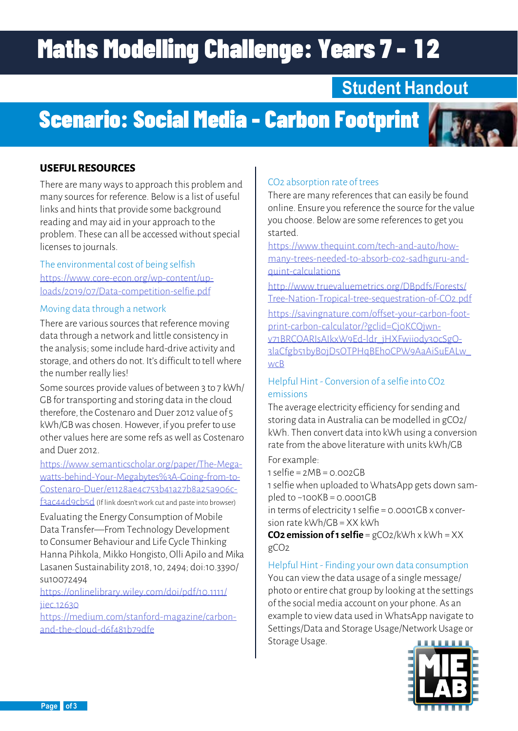# Maths Modelling Challenge: Years 7 - 12

## Student Handout

## Scenario: Social Media - Carbon Footprint

### USEFUL RESOURCES

There are many ways to approach this problem and many sources for reference. Below is a list of useful links and hints that provide some background reading and may aid in your approach to the problem. These can all be accessed without special licenses to journals.

The environmental cost of being selfish

https://www.core-econ.org/wp-content/uploads/2019/07/Data-competition-selfie.pdf

Moving data through a network

There are various sources that reference moving data through a network and little consistency in the analysis; some include hard-drive activity and storage, and others do not. It's difficult to tell where the number really lies!

Some sources provide values of between 3 to 7 kWh/GB for transporting and storing data in the cloud therefore, the Costenaro and Duer 2012 value of 5 kWh/GB was chosen. However, if you prefer to use other values here are some refs as well as Costenaro and Duer 2012.

https://www.semanticscholar.org/paper/The-Mega-watts-behind-Your-Megabytes%3A-Going-from-to-Costenaro-Duer/e1128ae4c753b41a27b8a25a906c-f3ac44d9cb5d (If link doesn't work cut and paste into browser)

Evaluating the Energy Consumption of Mobile Data Transfer—From Technology Development to Consumer Behaviour and Life Cycle Thinking Hanna Pihkola, Mikko Hongisto, Olli Apilo and Mika Lasanen Sustainability 2018, 10, 2494; doi:10.3390/su10072494

https://onlinelibrary.wiley.com/doi/pdf/10.1111/jiec.12630

https://medium.com/stanford-magazine/carbon-and-the-cloud-d6f481b79dfe

$CO_2$ absorption rate of trees

There are many references that can easily be found online. Ensure you reference the source for the value you choose. Below are some references to get you started.

https://www.thequint.com/tech-and-auto/how-many-trees-needed-to-absorb-co2-sadhguru-and-quint-calculations

http://www.truevaluemetrics.org/DBpdfs/Forests/Tree-Nation-Tropical-tree-sequestration-of-CO2.pdf

https://savingnature.com/offset-your-carbon-footprint-carbon-calculator/?gclid=CjoKCQjwn-v71BRCOARIsAIkxW9Ed-ldr_jHXFwiiody30cSgO-3laCfgb51byBojD5OTPHqBEhoCPW9AaAiSuEALw_wcB

Helpful Hint - Conversion of a selfie into $CO_2$ emissions

The average electricity efficiency for sending and storing data in Australia can be modelled in $gCO_2$/kWh. Then convert data into kWh using a conversion rate from the above literature with units kWh/GB

For example:

1 selfie = 2MB = 0.002GB

1 selfie when uploaded to WhatsApp gets down sampled to ~100KB = 0.0001GB

in terms of electricity 1 selfie = 0.0001GB x conversion rate kWh/GB = XX kWh

**$CO_2$ emission of 1 selfie** = $gCO_2$/kWh x kWh = XX $gCO_2$

Helpful Hint - Finding your own data consumption

You can view the data usage of a single message/photo or entire chat group by looking at the settings of the social media account on your phone. As an example to view data used in WhatsApp navigate to Settings/Data and Storage Usage/Network Usage or Storage Usage.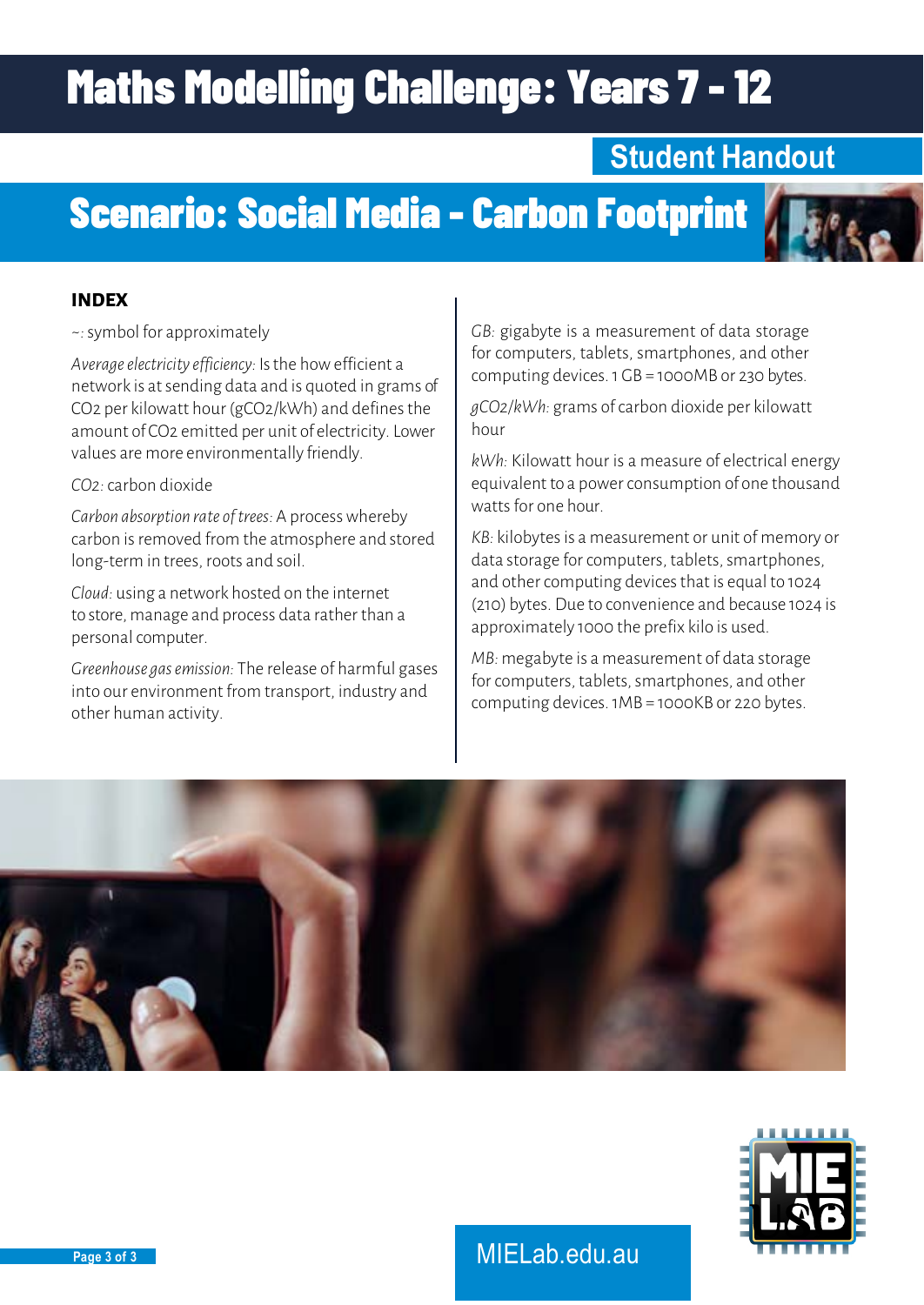# Maths Modelling Challenge: Years 7 - 12

## Student Handout

## Scenario: Social Media - Carbon Footprint

### INDEX

~: symbol for approximately

*Average electricity efficiency:* Is the how efficient a network is at sending data and is quoted in grams of $CO_2$ per kilowatt hour ($gCO_2/kWh$) and defines the amount of $CO_2$ emitted per unit of electricity. Lower values are more environmentally friendly.

*CO2:* carbon dioxide

*Carbon absorption rate of trees:* A process whereby carbon is removed from the atmosphere and stored long-term in trees, roots and soil.

*Cloud:* using a network hosted on the internet to store, manage and process data rather than a personal computer.

*Greenhouse gas emission:* The release of harmful gases into our environment from transport, industry and other human activity.

*GB:* gigabyte is a measurement of data storage for computers, tablets, smartphones, and other computing devices. 1 GB = 1000MB or $2^{30}$ bytes.

*gCO2/kWh:* grams of carbon dioxide per kilowatt hour

*kWh:* Kilowatt hour is a measure of electrical energy equivalent to a power consumption of one thousand watts for one hour.

*KB:* kilobytes is a measurement or unit of memory or data storage for computers, tablets, smartphones, and other computing devices that is equal to 1024 ($2^{10}$) bytes. Due to convenience and because 1024 is approximately 1000 the prefix kilo is used.

*MB:* megabyte is a measurement of data storage for computers, tablets, smartphones, and other computing devices. 1MB = 1000KB or $2^{20}$ bytes.

MIELab.edu.au